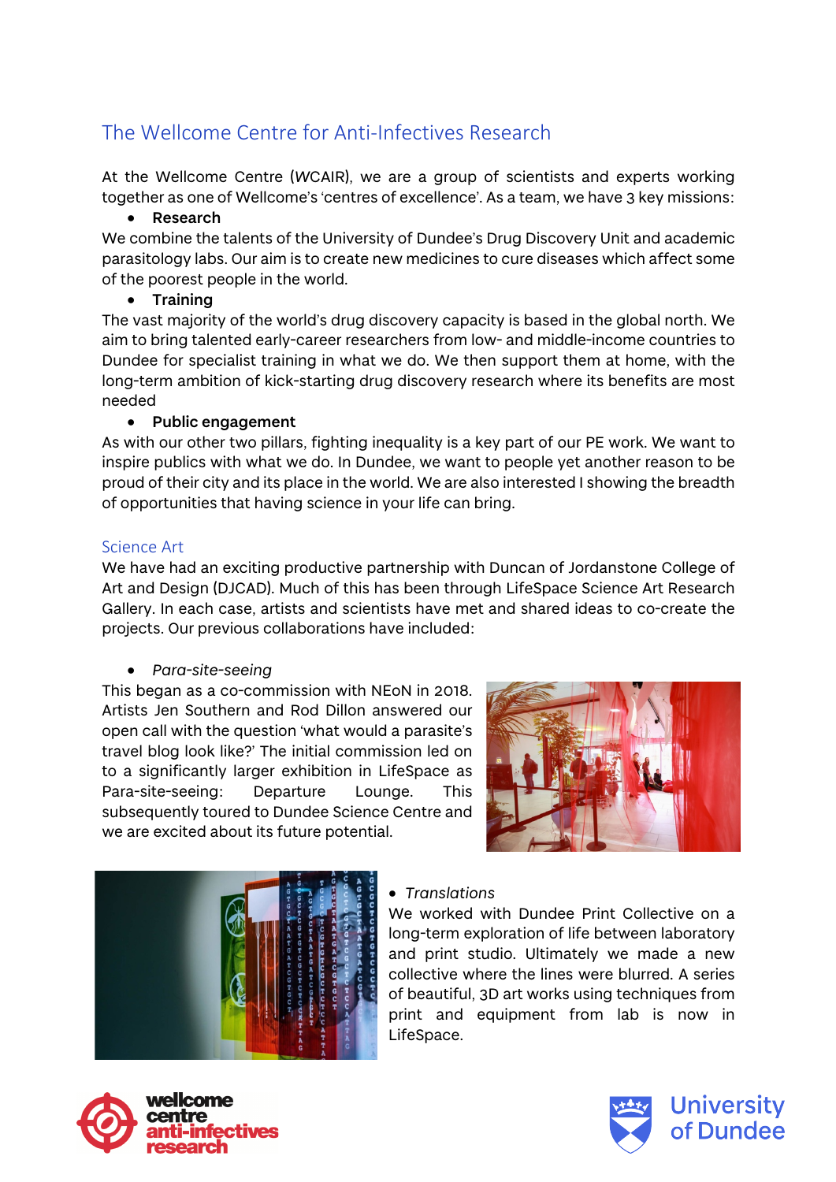# The Wellcome Centre for Anti-Infectives Research

At the Wellcome Centre (*W*CAIR), we are a group of scientists and experts working together as one of Wellcome's 'centres of excellence'. As a team, we have 3 key missions:

- **Research**

We combine the talents of the University of Dundee's Drug Discovery Unit and academic parasitology labs. Our aim is to create new medicines to cure diseases which affect some of the poorest people in the world.

- **Training**

The vast majority of the world's drug discovery capacity is based in the global north. We aim to bring talented early-career researchers from low- and middle-income countries to Dundee for specialist training in what we do. We then support them at home, with the long-term ambition of kick-starting drug discovery research where its benefits are most needed

- **Public engagement**

As with our other two pillars, fighting inequality is a key part of our PE work. We want to inspire publics with what we do. In Dundee, we want to people yet another reason to be proud of their city and its place in the world. We are also interested I showing the breadth of opportunities that having science in your life can bring.

## Science Art

We have had an exciting productive partnership with Duncan of Jordanstone College of Art and Design (DJCAD). Much of this has been through LifeSpace Science Art Research Gallery. In each case, artists and scientists have met and shared ideas to co-create the projects. Our previous collaborations have included:

- *Para-site-seeing*

This began as a co-commission with NEoN in 2018. Artists Jen Southern and Rod Dillon answered our open call with the question 'what would a parasite's travel blog look like?' The initial commission led on to a significantly larger exhibition in LifeSpace as Para-site-seeing: Departure Lounge. This subsequently toured to Dundee Science Centre and we are excited about its future potential.

- *Translations*

We worked with Dundee Print Collective on a long-term exploration of life between laboratory and print studio. Ultimately we made a new collective where the lines were blurred. A series of beautiful, 3D art works using techniques from print and equipment from lab is now in LifeSpace.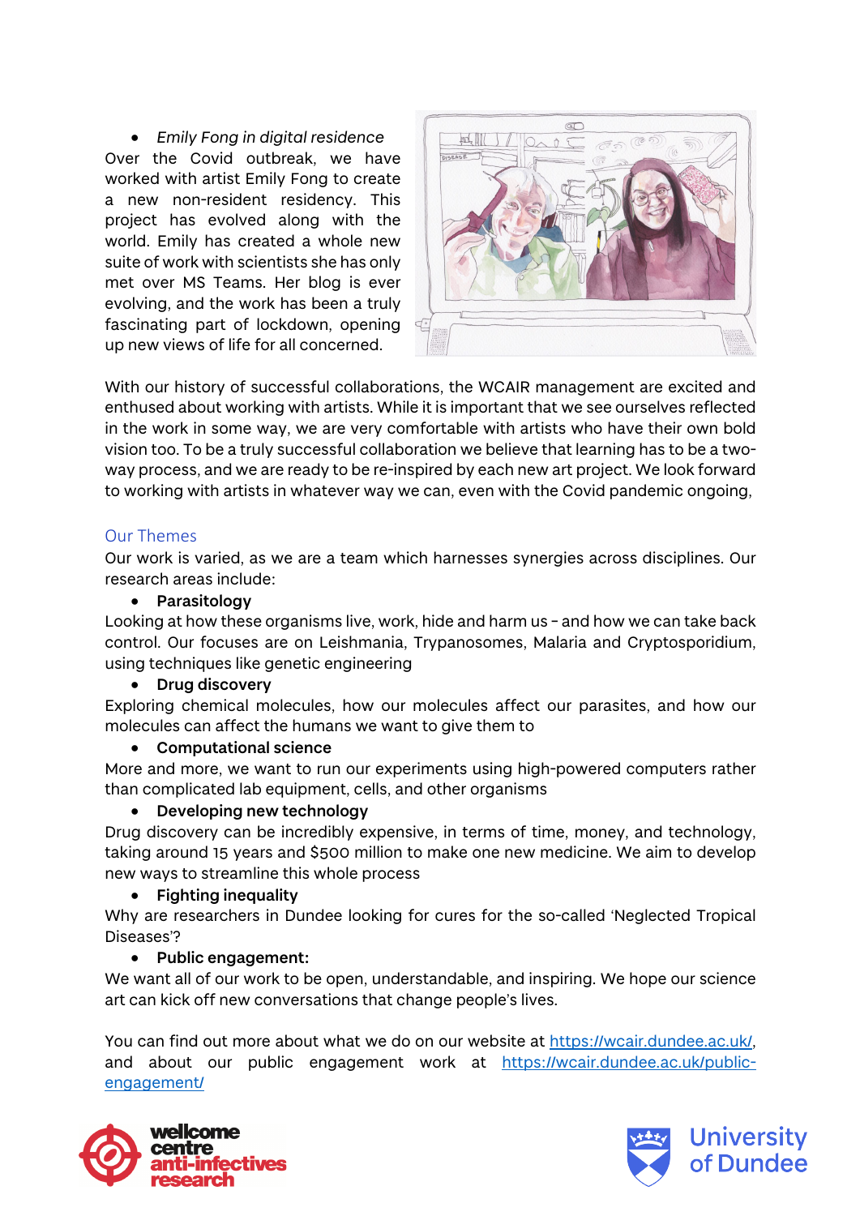- *Emily Fong in digital residence*

Over the Covid outbreak, we have worked with artist Emily Fong to create a new non-resident residency. This project has evolved along with the world. Emily has created a whole new suite of work with scientists she has only met over MS Teams. Her blog is ever evolving, and the work has been a truly fascinating part of lockdown, opening up new views of life for all concerned.

With our history of successful collaborations, the WCAIR management are excited and enthused about working with artists. While it is important that we see ourselves reflected in the work in some way, we are very comfortable with artists who have their own bold vision too. To be a truly successful collaboration we believe that learning has to be a two-way process, and we are ready to be re-inspired by each new art project. We look forward to working with artists in whatever way we can, even with the Covid pandemic ongoing,

## Our Themes

Our work is varied, as we are a team which harnesses synergies across disciplines. Our research areas include:

- **Parasitology**

Looking at how these organisms live, work, hide and harm us – and how we can take back control. Our focuses are on Leishmania, Trypanosomes, Malaria and Cryptosporidium, using techniques like genetic engineering

- **Drug discovery**

Exploring chemical molecules, how our molecules affect our parasites, and how our molecules can affect the humans we want to give them to

- **Computational science**

More and more, we want to run our experiments using high-powered computers rather than complicated lab equipment, cells, and other organisms

- **Developing new technology**

Drug discovery can be incredibly expensive, in terms of time, money, and technology, taking around 15 years and $500 million to make one new medicine. We aim to develop new ways to streamline this whole process

- **Fighting inequality**

Why are researchers in Dundee looking for cures for the so-called 'Neglected Tropical Diseases'?

- **Public engagement:**

We want all of our work to be open, understandable, and inspiring. We hope our science art can kick off new conversations that change people's lives.

You can find out more about what we do on our website at https://wcair.dundee.ac.uk/, and about our public engagement work at https://wcair.dundee.ac.uk/public-engagement/

wellcome centre anti-infectives research

University of Dundee